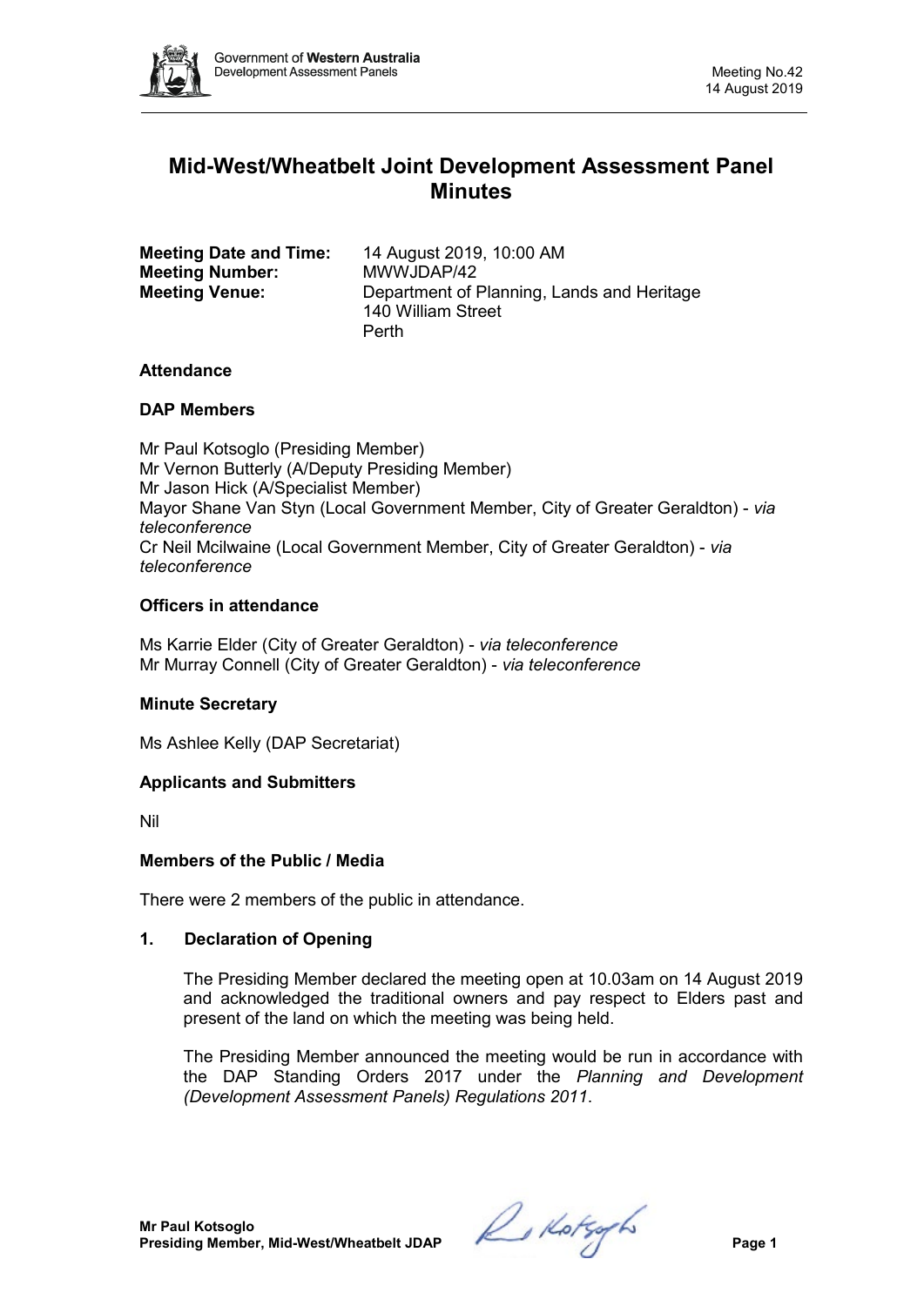# Mid-West/Wheatbelt Joint Development Assessment Panel Minutes

**Meeting Date and Time:** 14 August 2019, 10:00 AM
**Meeting Number:** MWWJDAP/42
**Meeting Venue:** Department of Planning, Lands and Heritage
140 William Street
Perth

### Attendance

### DAP Members

Mr Paul Kotsoglo (Presiding Member)
Mr Vernon Butterly (A/Deputy Presiding Member)
Mr Jason Hick (A/Specialist Member)
Mayor Shane Van Styn (Local Government Member, City of Greater Geraldton) - *via teleconference*
Cr Neil Mcilwaine (Local Government Member, City of Greater Geraldton) - *via teleconference*

### Officers in attendance

Ms Karrie Elder (City of Greater Geraldton) - *via teleconference*
Mr Murray Connell (City of Greater Geraldton) - *via teleconference*

### Minute Secretary

Ms Ashlee Kelly (DAP Secretariat)

### Applicants and Submitters

Nil

### Members of the Public / Media

There were 2 members of the public in attendance.

### 1. Declaration of Opening

The Presiding Member declared the meeting open at 10.03am on 14 August 2019 and acknowledged the traditional owners and pay respect to Elders past and present of the land on which the meeting was being held.

The Presiding Member announced the meeting would be run in accordance with the DAP Standing Orders 2017 under the *Planning and Development (Development Assessment Panels) Regulations 2011*.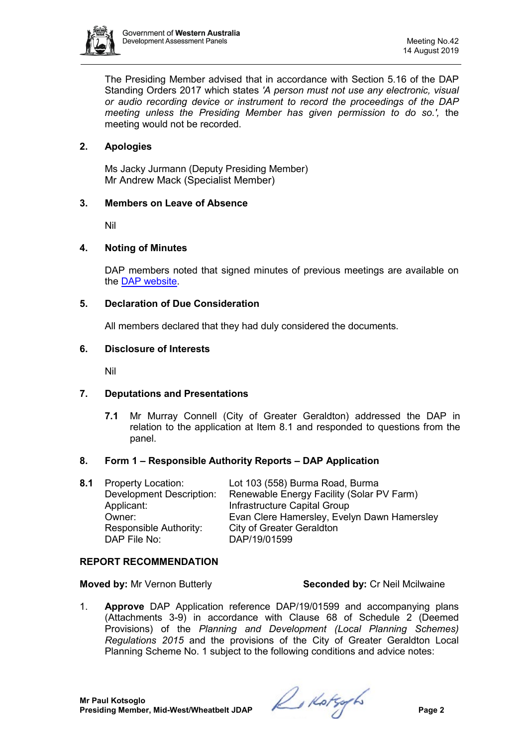The Presiding Member advised that in accordance with Section 5.16 of the DAP Standing Orders 2017 which states *'A person must not use any electronic, visual or audio recording device or instrument to record the proceedings of the DAP meeting unless the Presiding Member has given permission to do so.',* the meeting would not be recorded.

## 2. Apologies

Ms Jacky Jurmann (Deputy Presiding Member)
Mr Andrew Mack (Specialist Member)

## 3. Members on Leave of Absence

Nil

## 4. Noting of Minutes

DAP members noted that signed minutes of previous meetings are available on the DAP website.

## 5. Declaration of Due Consideration

All members declared that they had duly considered the documents.

## 6. Disclosure of Interests

Nil

## 7. Deputations and Presentations

**7.1** Mr Murray Connell (City of Greater Geraldton) addressed the DAP in relation to the application at Item 8.1 and responded to questions from the panel.

## 8. Form 1 – Responsible Authority Reports – DAP Application

**8.1**

| | |
|---|---|
| Property Location: | Lot 103 (558) Burma Road, Burma |
| Development Description: | Renewable Energy Facility (Solar PV Farm) |
| Applicant: | Infrastructure Capital Group |
| Owner: | Evan Clere Hamersley, Evelyn Dawn Hamersley |
| Responsible Authority: | City of Greater Geraldton |
| DAP File No: | DAP/19/01599 |

**REPORT RECOMMENDATION**

**Moved by:** Mr Vernon Butterly **Seconded by:** Cr Neil Mcilwaine

1. **Approve** DAP Application reference DAP/19/01599 and accompanying plans (Attachments 3-9) in accordance with Clause 68 of Schedule 2 (Deemed Provisions) of the *Planning and Development (Local Planning Schemes) Regulations 2015* and the provisions of the City of Greater Geraldton Local Planning Scheme No. 1 subject to the following conditions and advice notes: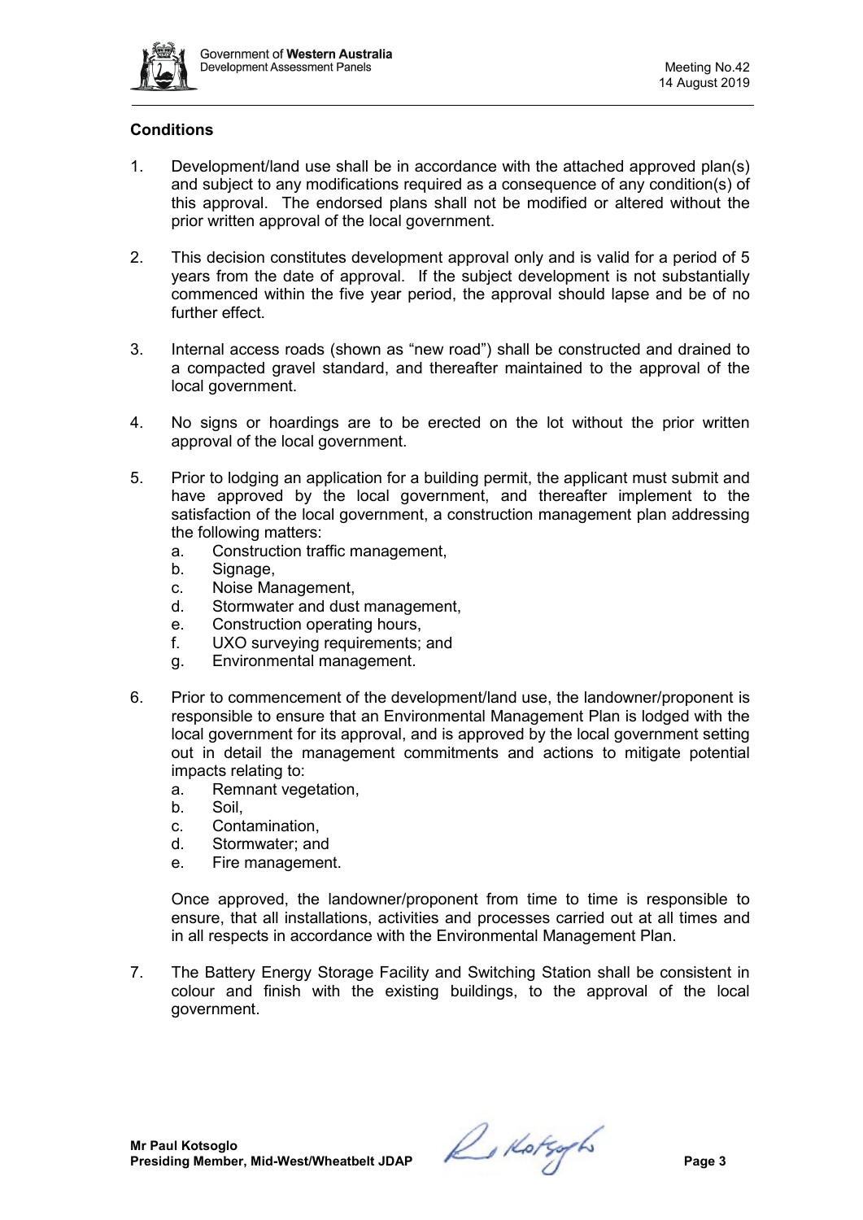**Conditions**

1. Development/land use shall be in accordance with the attached approved plan(s) and subject to any modifications required as a consequence of any condition(s) of this approval. The endorsed plans shall not be modified or altered without the prior written approval of the local government.

2. This decision constitutes development approval only and is valid for a period of 5 years from the date of approval. If the subject development is not substantially commenced within the five year period, the approval should lapse and be of no further effect.

3. Internal access roads (shown as "new road") shall be constructed and drained to a compacted gravel standard, and thereafter maintained to the approval of the local government.

4. No signs or hoardings are to be erected on the lot without the prior written approval of the local government.

5. Prior to lodging an application for a building permit, the applicant must submit and have approved by the local government, and thereafter implement to the satisfaction of the local government, a construction management plan addressing the following matters:
   a. Construction traffic management,
   b. Signage,
   c. Noise Management,
   d. Stormwater and dust management,
   e. Construction operating hours,
   f. UXO surveying requirements; and
   g. Environmental management.

6. Prior to commencement of the development/land use, the landowner/proponent is responsible to ensure that an Environmental Management Plan is lodged with the local government for its approval, and is approved by the local government setting out in detail the management commitments and actions to mitigate potential impacts relating to:
   a. Remnant vegetation,
   b. Soil,
   c. Contamination,
   d. Stormwater; and
   e. Fire management.

   Once approved, the landowner/proponent from time to time is responsible to ensure, that all installations, activities and processes carried out at all times and in all respects in accordance with the Environmental Management Plan.

7. The Battery Energy Storage Facility and Switching Station shall be consistent in colour and finish with the existing buildings, to the approval of the local government.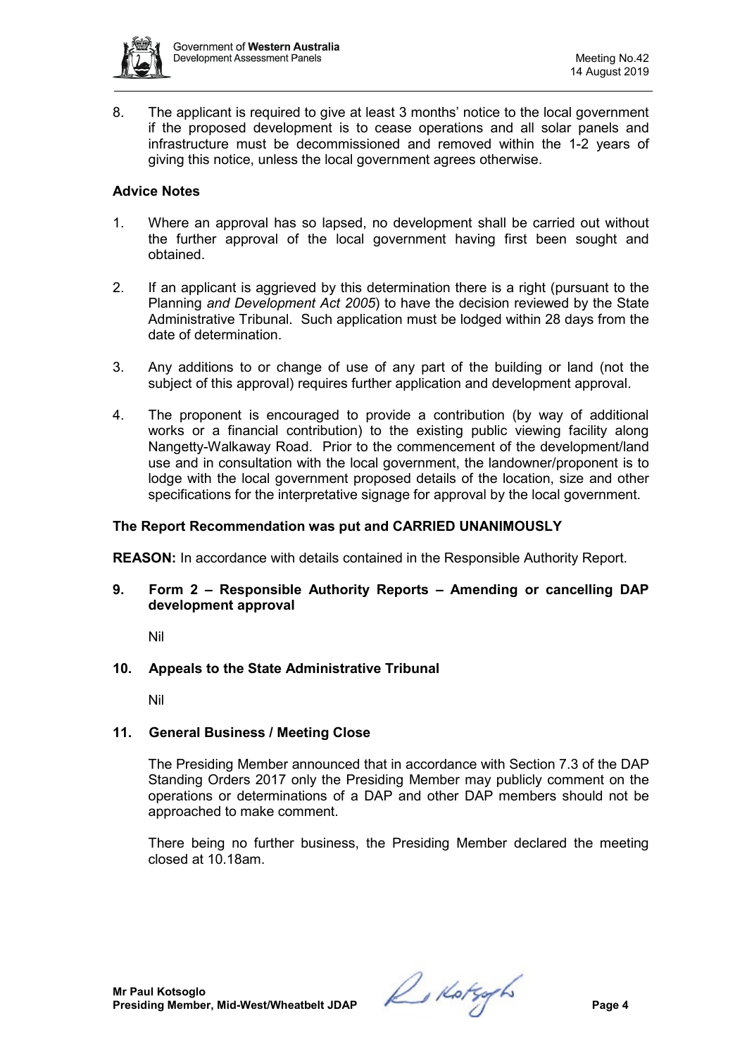8. The applicant is required to give at least 3 months' notice to the local government if the proposed development is to cease operations and all solar panels and infrastructure must be decommissioned and removed within the 1-2 years of giving this notice, unless the local government agrees otherwise.

**Advice Notes**

1. Where an approval has so lapsed, no development shall be carried out without the further approval of the local government having first been sought and obtained.

2. If an applicant is aggrieved by this determination there is a right (pursuant to the Planning *and Development Act 2005*) to have the decision reviewed by the State Administrative Tribunal. Such application must be lodged within 28 days from the date of determination.

3. Any additions to or change of use of any part of the building or land (not the subject of this approval) requires further application and development approval.

4. The proponent is encouraged to provide a contribution (by way of additional works or a financial contribution) to the existing public viewing facility along Nangetty-Walkaway Road. Prior to the commencement of the development/land use and in consultation with the local government, the landowner/proponent is to lodge with the local government proposed details of the location, size and other specifications for the interpretative signage for approval by the local government.

**The Report Recommendation was put and CARRIED UNANIMOUSLY**

**REASON:** In accordance with details contained in the Responsible Authority Report.

## 9. Form 2 – Responsible Authority Reports – Amending or cancelling DAP development approval

Nil

## 10. Appeals to the State Administrative Tribunal

Nil

## 11. General Business / Meeting Close

The Presiding Member announced that in accordance with Section 7.3 of the DAP Standing Orders 2017 only the Presiding Member may publicly comment on the operations or determinations of a DAP and other DAP members should not be approached to make comment.

There being no further business, the Presiding Member declared the meeting closed at 10.18am.

**Mr Paul Kotsoglo**
**Presiding Member, Mid-West/Wheatbelt JDAP**